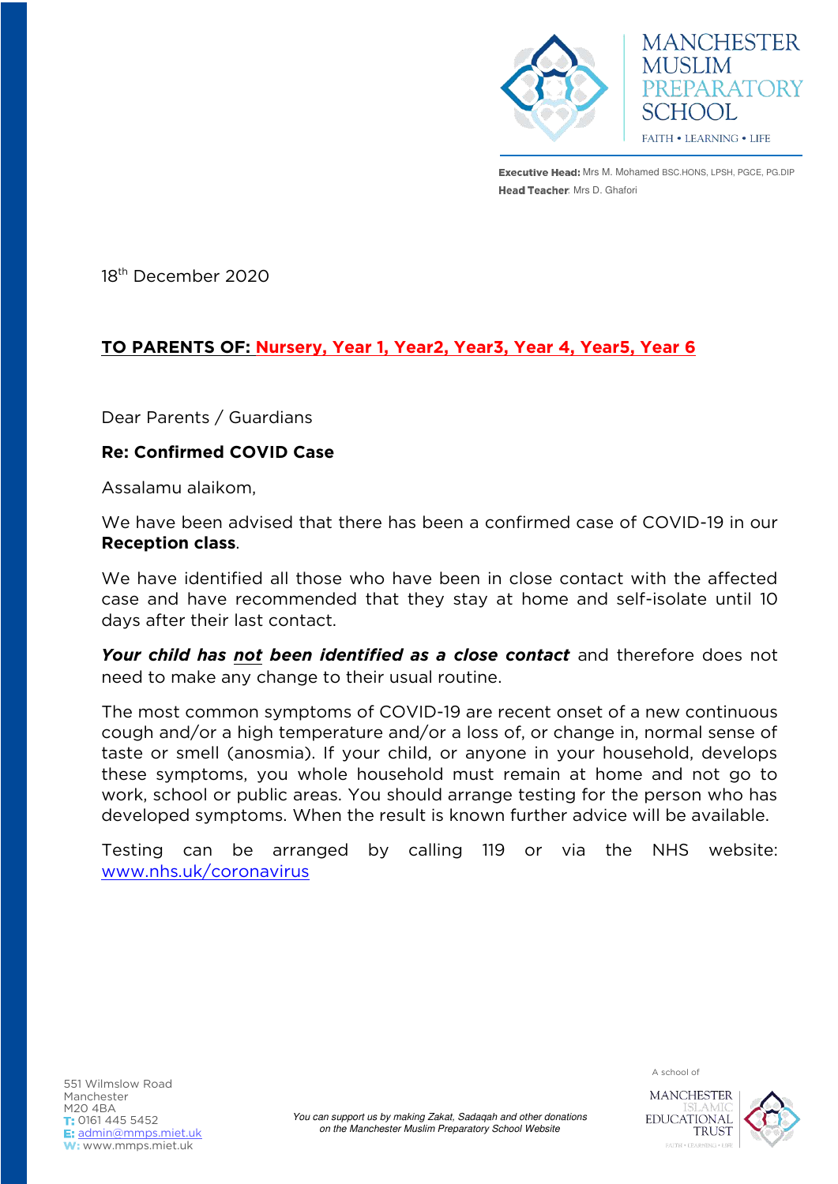MANCHESTER MUSLIM PREPARATORY SCHOOL

FAITH • LEARNING • LIFE

**Executive Head:** Mrs M. Mohamed BSC.HONS, LPSH, PGCE, PG.DIP
**Head Teacher**: Mrs D. Ghafori

18th December 2020

**TO PARENTS OF: Nursery, Year 1, Year2, Year3, Year 4, Year5, Year 6**

Dear Parents / Guardians

**Re: Confirmed COVID Case**

Assalamu alaikom,

We have been advised that there has been a confirmed case of COVID-19 in our **Reception class**.

We have identified all those who have been in close contact with the affected case and have recommended that they stay at home and self-isolate until 10 days after their last contact.

***Your child has not been identified as a close contact*** and therefore does not need to make any change to their usual routine.

The most common symptoms of COVID-19 are recent onset of a new continuous cough and/or a high temperature and/or a loss of, or change in, normal sense of taste or smell (anosmia). If your child, or anyone in your household, develops these symptoms, you whole household must remain at home and not go to work, school or public areas. You should arrange testing for the person who has developed symptoms. When the result is known further advice will be available.

Testing can be arranged by calling 119 or via the NHS website: www.nhs.uk/coronavirus

551 Wilmslow Road
Manchester
M20 4BA
T: 0161 445 5452
E: admin@mmps.miet.uk
W: www.mmps.miet.uk

*You can support us by making Zakat, Sadaqah and other donations on the Manchester Muslim Preparatory School Website*

A school of MANCHESTER ISLAMIC EDUCATIONAL TRUST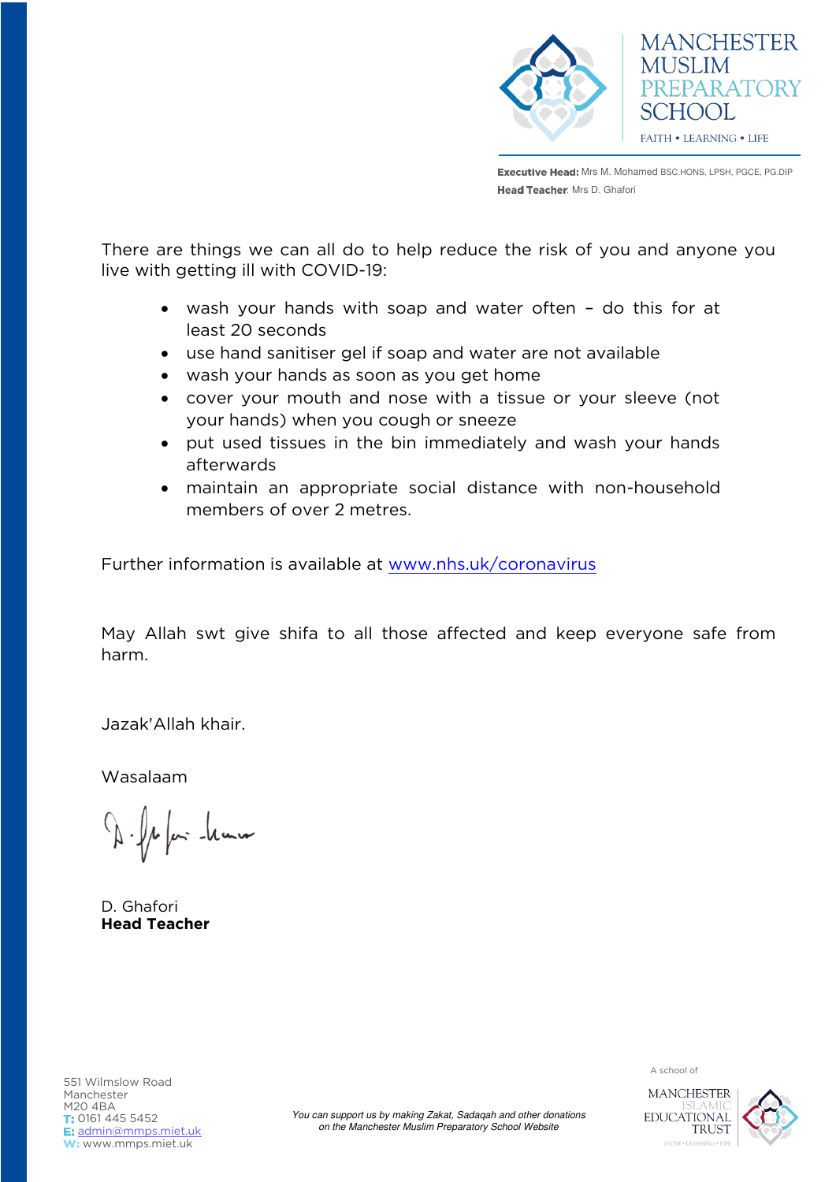There are things we can all do to help reduce the risk of you and anyone you live with getting ill with COVID-19:

- wash your hands with soap and water often – do this for at least 20 seconds
- use hand sanitiser gel if soap and water are not available
- wash your hands as soon as you get home
- cover your mouth and nose with a tissue or your sleeve (not your hands) when you cough or sneeze
- put used tissues in the bin immediately and wash your hands afterwards
- maintain an appropriate social distance with non-household members of over 2 metres.

Further information is available at [www.nhs.uk/coronavirus](www.nhs.uk/coronavirus)

May Allah swt give shifa to all those affected and keep everyone safe from harm.

Jazak'Allah khair.

Wasalaam

D. Ghafori
**Head Teacher**